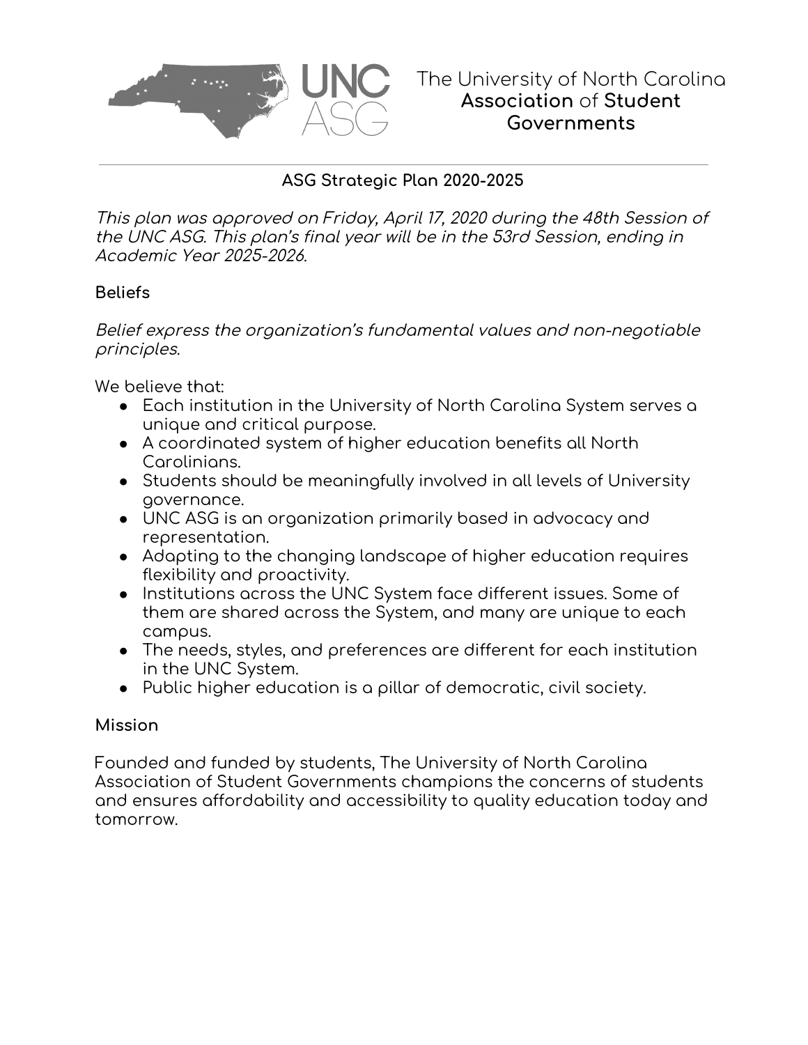# The University of North Carolina Association of Student Governments

## ASG Strategic Plan 2020-2025

*This plan was approved on Friday, April 17, 2020 during the 48th Session of the UNC ASG. This plan's final year will be in the 53rd Session, ending in Academic Year 2025-2026.*

### Beliefs

*Belief express the organization's fundamental values and non-negotiable principles.*

We believe that:

- Each institution in the University of North Carolina System serves a unique and critical purpose.
- A coordinated system of higher education benefits all North Carolinians.
- Students should be meaningfully involved in all levels of University governance.
- UNC ASG is an organization primarily based in advocacy and representation.
- Adapting to the changing landscape of higher education requires flexibility and proactivity.
- Institutions across the UNC System face different issues. Some of them are shared across the System, and many are unique to each campus.
- The needs, styles, and preferences are different for each institution in the UNC System.
- Public higher education is a pillar of democratic, civil society.

### Mission

Founded and funded by students, The University of North Carolina Association of Student Governments champions the concerns of students and ensures affordability and accessibility to quality education today and tomorrow.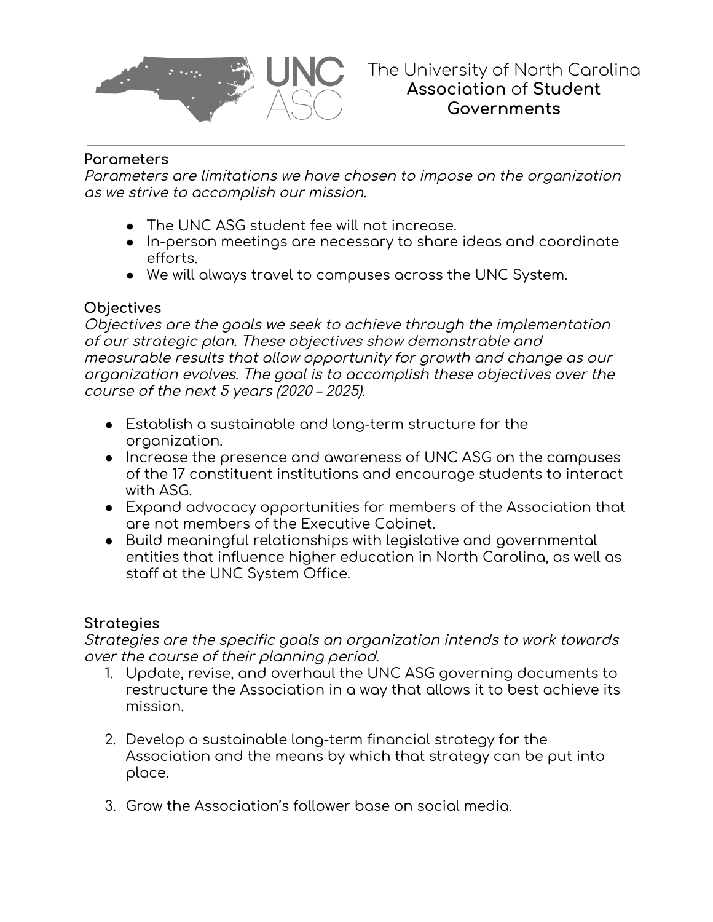The University of North Carolina
**Association** of **Student Governments**

## Parameters

*Parameters are limitations we have chosen to impose on the organization as we strive to accomplish our mission.*

- The UNC ASG student fee will not increase.
- In-person meetings are necessary to share ideas and coordinate efforts.
- We will always travel to campuses across the UNC System.

## Objectives

*Objectives are the goals we seek to achieve through the implementation of our strategic plan. These objectives show demonstrable and measurable results that allow opportunity for growth and change as our organization evolves. The goal is to accomplish these objectives over the course of the next 5 years (2020 – 2025).*

- Establish a sustainable and long-term structure for the organization.
- Increase the presence and awareness of UNC ASG on the campuses of the 17 constituent institutions and encourage students to interact with ASG.
- Expand advocacy opportunities for members of the Association that are not members of the Executive Cabinet.
- Build meaningful relationships with legislative and governmental entities that influence higher education in North Carolina, as well as staff at the UNC System Office.

## Strategies

*Strategies are the specific goals an organization intends to work towards over the course of their planning period.*

1. Update, revise, and overhaul the UNC ASG governing documents to restructure the Association in a way that allows it to best achieve its mission.

2. Develop a sustainable long-term financial strategy for the Association and the means by which that strategy can be put into place.

3. Grow the Association's follower base on social media.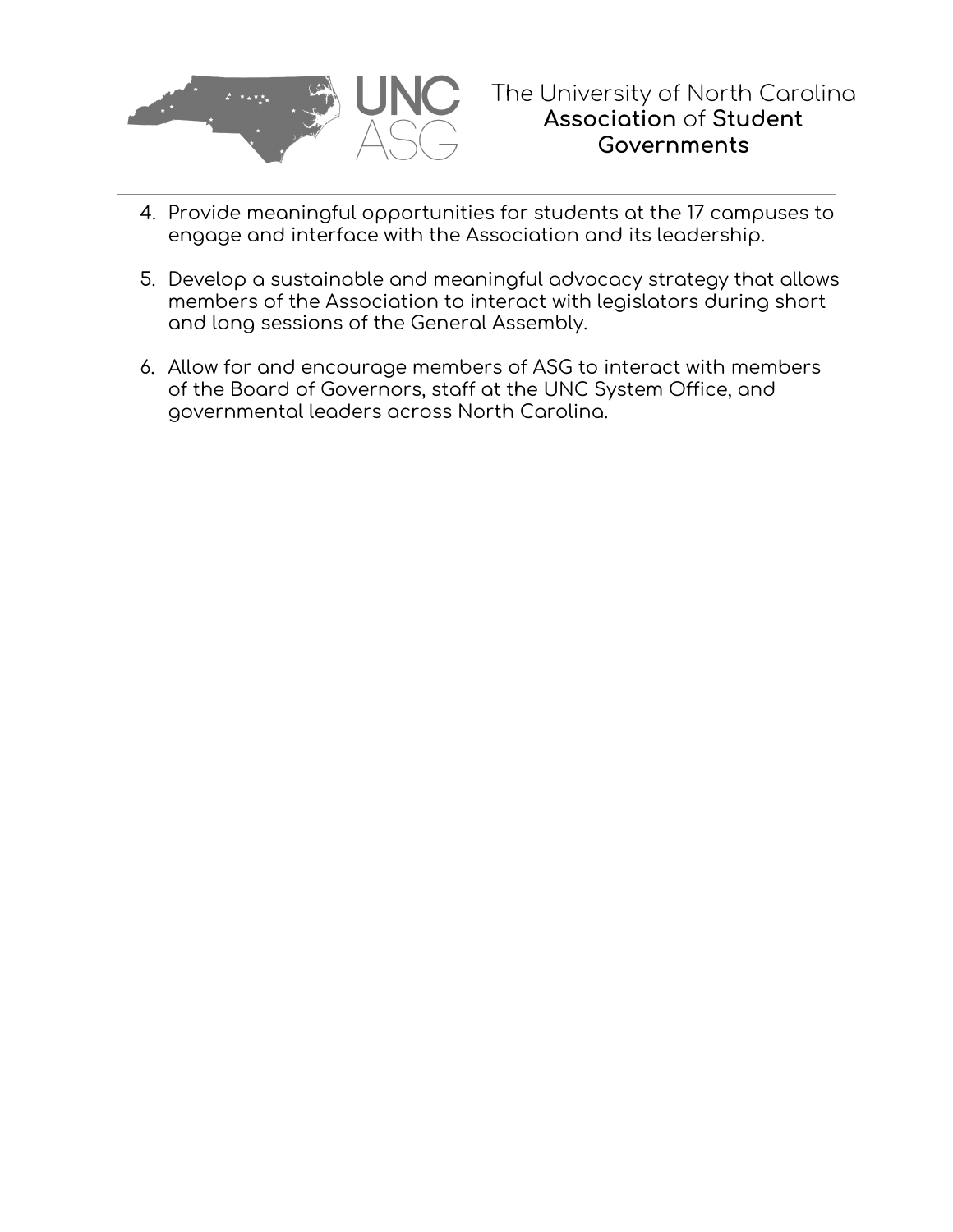4. Provide meaningful opportunities for students at the 17 campuses to engage and interface with the Association and its leadership.

5. Develop a sustainable and meaningful advocacy strategy that allows members of the Association to interact with legislators during short and long sessions of the General Assembly.

6. Allow for and encourage members of ASG to interact with members of the Board of Governors, staff at the UNC System Office, and governmental leaders across North Carolina.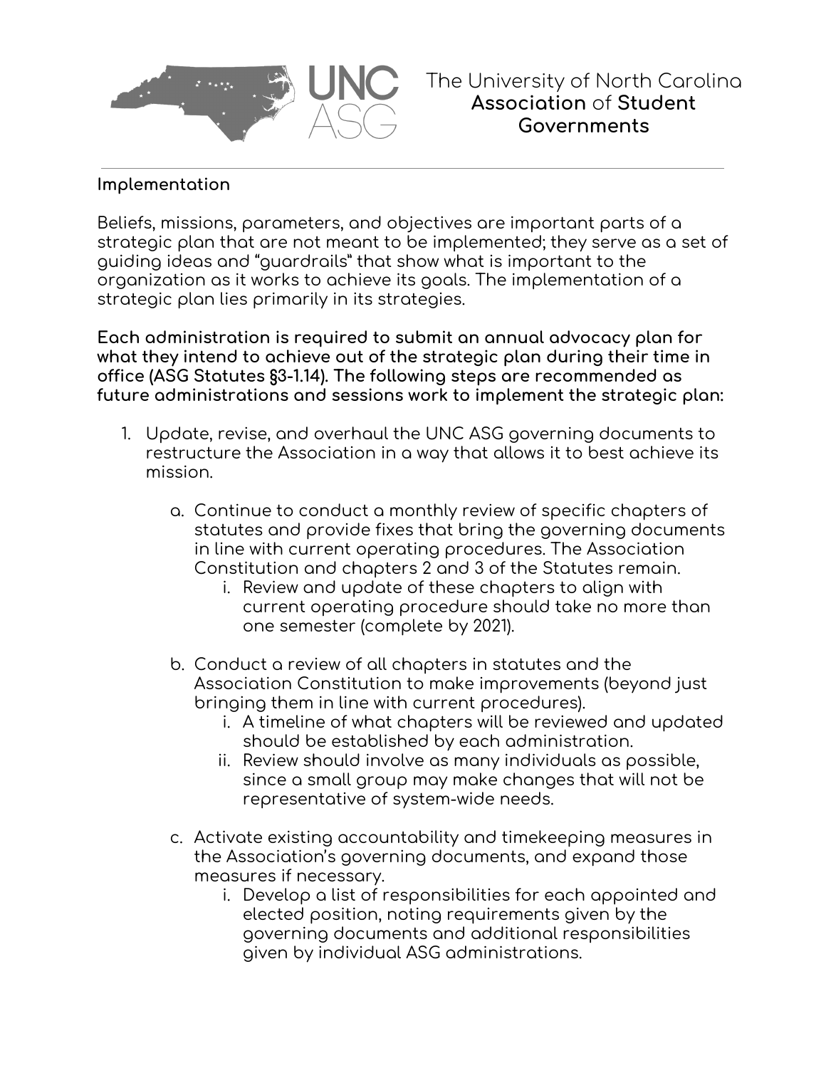**Implementation**

Beliefs, missions, parameters, and objectives are important parts of a strategic plan that are not meant to be implemented; they serve as a set of guiding ideas and "guardrails" that show what is important to the organization as it works to achieve its goals. The implementation of a strategic plan lies primarily in its strategies.

**Each administration is required to submit an annual advocacy plan for what they intend to achieve out of the strategic plan during their time in office (ASG Statutes §3-1.14). The following steps are recommended as future administrations and sessions work to implement the strategic plan:**

1. Update, revise, and overhaul the UNC ASG governing documents to restructure the Association in a way that allows it to best achieve its mission.
    a. Continue to conduct a monthly review of specific chapters of statutes and provide fixes that bring the governing documents in line with current operating procedures. The Association Constitution and chapters 2 and 3 of the Statutes remain.
        i. Review and update of these chapters to align with current operating procedure should take no more than one semester (complete by 2021).
    b. Conduct a review of all chapters in statutes and the Association Constitution to make improvements (beyond just bringing them in line with current procedures).
        i. A timeline of what chapters will be reviewed and updated should be established by each administration.
        ii. Review should involve as many individuals as possible, since a small group may make changes that will not be representative of system-wide needs.
    c. Activate existing accountability and timekeeping measures in the Association's governing documents, and expand those measures if necessary.
        i. Develop a list of responsibilities for each appointed and elected position, noting requirements given by the governing documents and additional responsibilities given by individual ASG administrations.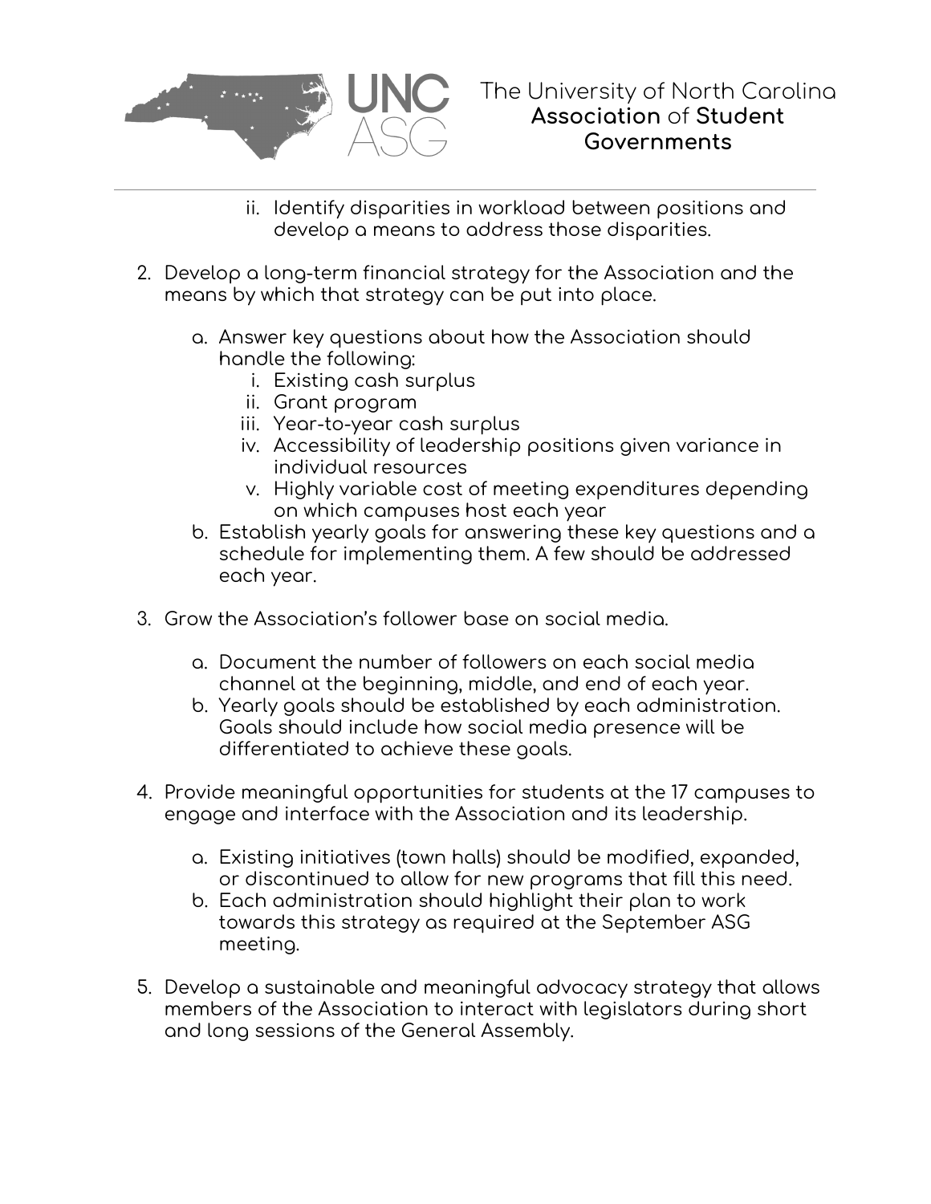ii. Identify disparities in workload between positions and develop a means to address those disparities.

2. Develop a long-term financial strategy for the Association and the means by which that strategy can be put into place.

   a. Answer key questions about how the Association should handle the following:
      i. Existing cash surplus
      ii. Grant program
      iii. Year-to-year cash surplus
      iv. Accessibility of leadership positions given variance in individual resources
      v. Highly variable cost of meeting expenditures depending on which campuses host each year
   b. Establish yearly goals for answering these key questions and a schedule for implementing them. A few should be addressed each year.

3. Grow the Association's follower base on social media.

   a. Document the number of followers on each social media channel at the beginning, middle, and end of each year.
   b. Yearly goals should be established by each administration. Goals should include how social media presence will be differentiated to achieve these goals.

4. Provide meaningful opportunities for students at the 17 campuses to engage and interface with the Association and its leadership.

   a. Existing initiatives (town halls) should be modified, expanded, or discontinued to allow for new programs that fill this need.
   b. Each administration should highlight their plan to work towards this strategy as required at the September ASG meeting.

5. Develop a sustainable and meaningful advocacy strategy that allows members of the Association to interact with legislators during short and long sessions of the General Assembly.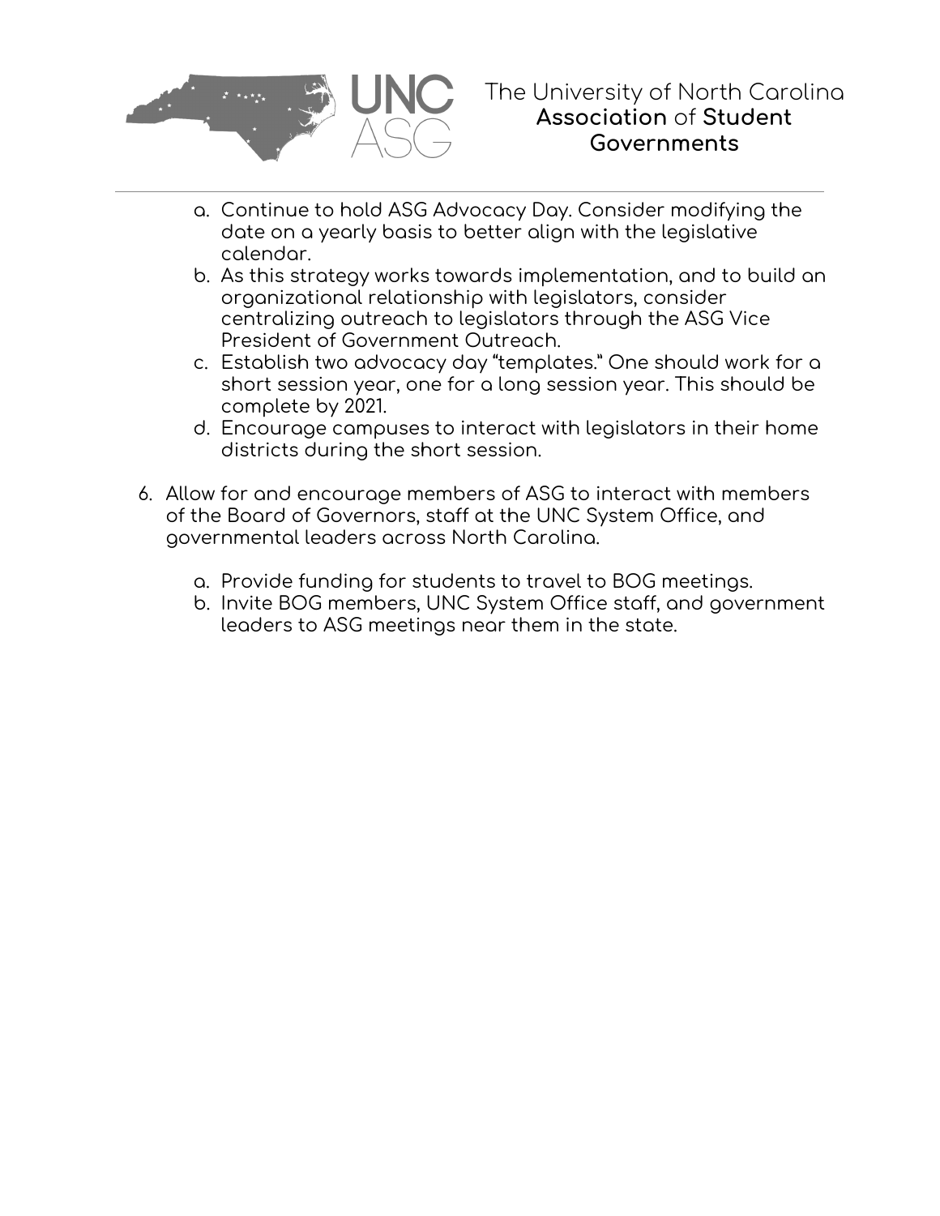a. Continue to hold ASG Advocacy Day. Consider modifying the date on a yearly basis to better align with the legislative calendar.
   b. As this strategy works towards implementation, and to build an organizational relationship with legislators, consider centralizing outreach to legislators through the ASG Vice President of Government Outreach.
   c. Establish two advocacy day "templates." One should work for a short session year, one for a long session year. This should be complete by 2021.
   d. Encourage campuses to interact with legislators in their home districts during the short session.

6. Allow for and encourage members of ASG to interact with members of the Board of Governors, staff at the UNC System Office, and governmental leaders across North Carolina.

   a. Provide funding for students to travel to BOG meetings.
   b. Invite BOG members, UNC System Office staff, and government leaders to ASG meetings near them in the state.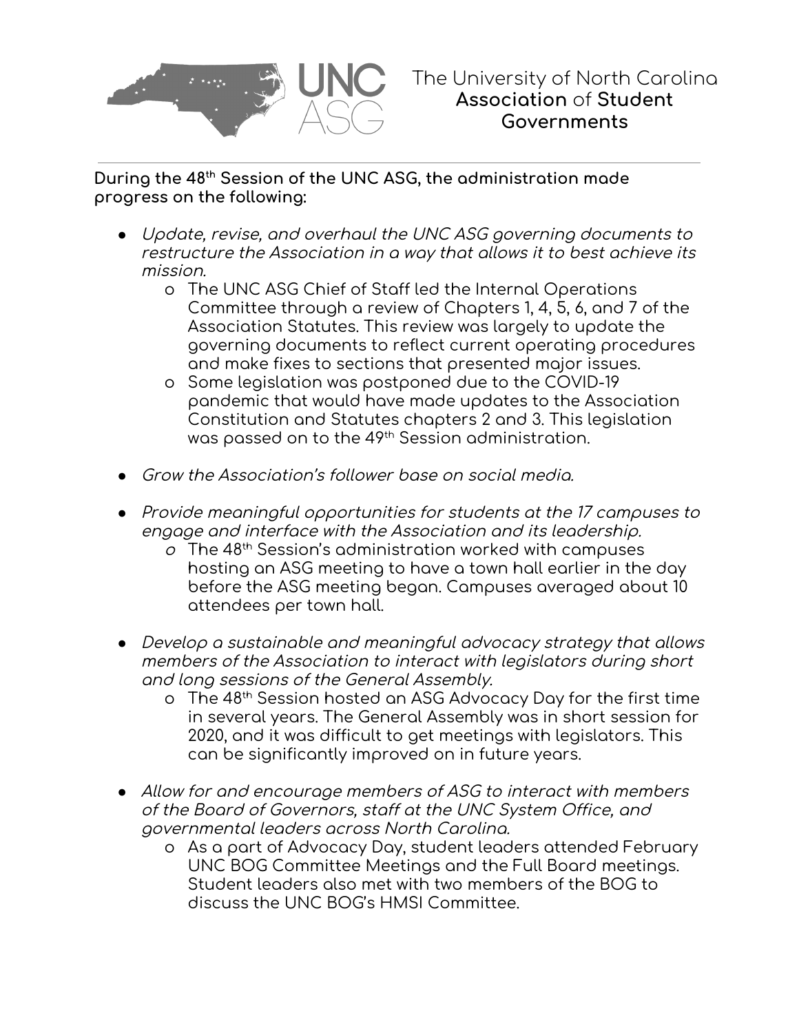The University of North Carolina **Association** of **Student Governments**

**During the 48th Session of the UNC ASG, the administration made progress on the following:**

- *Update, revise, and overhaul the UNC ASG governing documents to restructure the Association in a way that allows it to best achieve its mission.*
  - The UNC ASG Chief of Staff led the Internal Operations Committee through a review of Chapters 1, 4, 5, 6, and 7 of the Association Statutes. This review was largely to update the governing documents to reflect current operating procedures and make fixes to sections that presented major issues.
  - Some legislation was postponed due to the COVID-19 pandemic that would have made updates to the Association Constitution and Statutes chapters 2 and 3. This legislation was passed on to the 49th Session administration.
- *Grow the Association's follower base on social media.*
- *Provide meaningful opportunities for students at the 17 campuses to engage and interface with the Association and its leadership.*
  - The 48th Session's administration worked with campuses hosting an ASG meeting to have a town hall earlier in the day before the ASG meeting began. Campuses averaged about 10 attendees per town hall.
- *Develop a sustainable and meaningful advocacy strategy that allows members of the Association to interact with legislators during short and long sessions of the General Assembly.*
  - The 48th Session hosted an ASG Advocacy Day for the first time in several years. The General Assembly was in short session for 2020, and it was difficult to get meetings with legislators. This can be significantly improved on in future years.
- *Allow for and encourage members of ASG to interact with members of the Board of Governors, staff at the UNC System Office, and governmental leaders across North Carolina.*
  - As a part of Advocacy Day, student leaders attended February UNC BOG Committee Meetings and the Full Board meetings. Student leaders also met with two members of the BOG to discuss the UNC BOG's HMSI Committee.